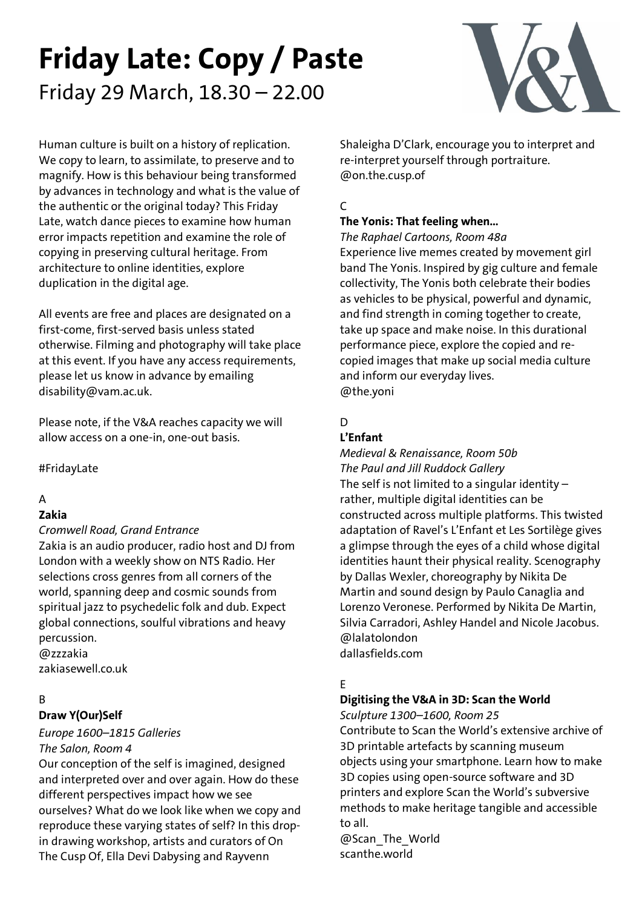# Friday Late: Copy / Paste

Friday 29 March, 18.30 – 22.00

Human culture is built on a history of replication. We copy to learn, to assimilate, to preserve and to magnify. How is this behaviour being transformed by advances in technology and what is the value of the authentic or the original today? This Friday Late, watch dance pieces to examine how human error impacts repetition and examine the role of copying in preserving cultural heritage. From architecture to online identities, explore duplication in the digital age.

All events are free and places are designated on a first-come, first-served basis unless stated otherwise. Filming and photography will take place at this event. If you have any access requirements, please let us know in advance by emailing disability@vam.ac.uk.

Please note, if the V&A reaches capacity we will allow access on a one-in, one-out basis.

#FridayLate

A

**Zakia**

*Cromwell Road, Grand Entrance*

Zakia is an audio producer, radio host and DJ from London with a weekly show on NTS Radio. Her selections cross genres from all corners of the world, spanning deep and cosmic sounds from spiritual jazz to psychedelic folk and dub. Expect global connections, soulful vibrations and heavy percussion.
@zzzakia
zakiasewell.co.uk

B

**Draw Y(Our)Self**

*Europe 1600–1815 Galleries*
*The Salon, Room 4*

Our conception of the self is imagined, designed and interpreted over and over again. How do these different perspectives impact how we see ourselves? What do we look like when we copy and reproduce these varying states of self? In this drop-in drawing workshop, artists and curators of On The Cusp Of, Ella Devi Dabysing and Rayvenn Shaleigha D'Clark, encourage you to interpret and re-interpret yourself through portraiture.
@on.the.cusp.of

C

**The Yonis: That feeling when…**

*The Raphael Cartoons, Room 48a*

Experience live memes created by movement girl band The Yonis. Inspired by gig culture and female collectivity, The Yonis both celebrate their bodies as vehicles to be physical, powerful and dynamic, and find strength in coming together to create, take up space and make noise. In this durational performance piece, explore the copied and re-copied images that make up social media culture and inform our everyday lives.
@the.yoni

D

**L'Enfant**

*Medieval & Renaissance, Room 50b*
*The Paul and Jill Ruddock Gallery*

The self is not limited to a singular identity – rather, multiple digital identities can be constructed across multiple platforms. This twisted adaptation of Ravel's L'Enfant et Les Sortilège gives a glimpse through the eyes of a child whose digital identities haunt their physical reality. Scenography by Dallas Wexler, choreography by Nikita De Martin and sound design by Paulo Canaglia and Lorenzo Veronese. Performed by Nikita De Martin, Silvia Carradori, Ashley Handel and Nicole Jacobus.
@lalatolondon
dallasfields.com

E

**Digitising the V&A in 3D: Scan the World**

*Sculpture 1300–1600, Room 25*

Contribute to Scan the World's extensive archive of 3D printable artefacts by scanning museum objects using your smartphone. Learn how to make 3D copies using open-source software and 3D printers and explore Scan the World's subversive methods to make heritage tangible and accessible to all.
@Scan_The_World
scanthe.world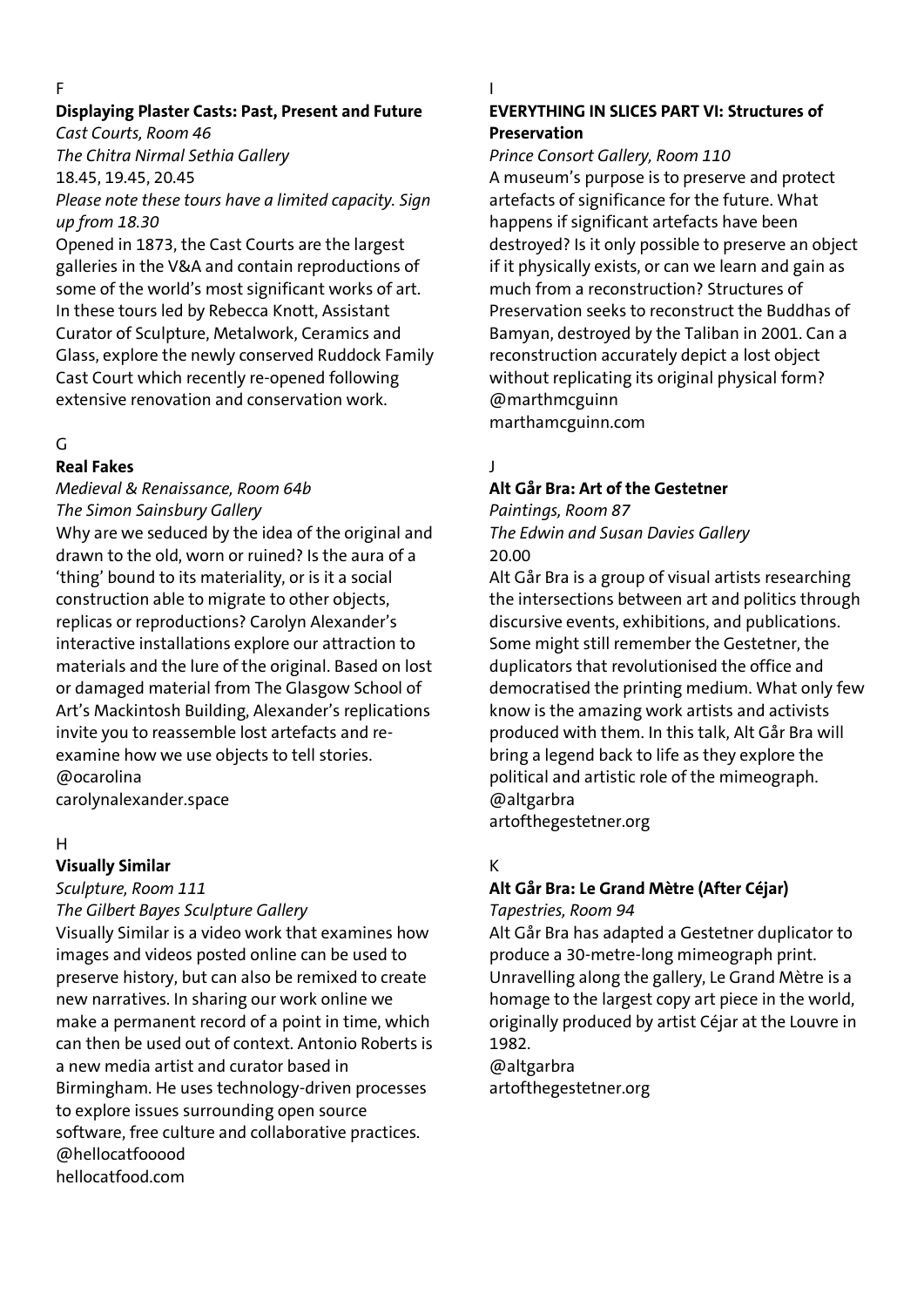F

### Displaying Plaster Casts: Past, Present and Future

*Cast Courts, Room 46*
*The Chitra Nirmal Sethia Gallery*
18.45, 19.45, 20.45
*Please note these tours have a limited capacity. Sign up from 18.30*

Opened in 1873, the Cast Courts are the largest galleries in the V&A and contain reproductions of some of the world's most significant works of art. In these tours led by Rebecca Knott, Assistant Curator of Sculpture, Metalwork, Ceramics and Glass, explore the newly conserved Ruddock Family Cast Court which recently re-opened following extensive renovation and conservation work.

G

### Real Fakes

*Medieval & Renaissance, Room 64b*
*The Simon Sainsbury Gallery*

Why are we seduced by the idea of the original and drawn to the old, worn or ruined? Is the aura of a 'thing' bound to its materiality, or is it a social construction able to migrate to other objects, replicas or reproductions? Carolyn Alexander's interactive installations explore our attraction to materials and the lure of the original. Based on lost or damaged material from The Glasgow School of Art's Mackintosh Building, Alexander's replications invite you to reassemble lost artefacts and re-examine how we use objects to tell stories.
@ocarolina
carolynalexander.space

H

### Visually Similar

*Sculpture, Room 111*
*The Gilbert Bayes Sculpture Gallery*

Visually Similar is a video work that examines how images and videos posted online can be used to preserve history, but can also be remixed to create new narratives. In sharing our work online we make a permanent record of a point in time, which can then be used out of context. Antonio Roberts is a new media artist and curator based in Birmingham. He uses technology-driven processes to explore issues surrounding open source software, free culture and collaborative practices.
@hellocatfooood
hellocatfood.com

I

### EVERYTHING IN SLICES PART VI: Structures of Preservation

*Prince Consort Gallery, Room 110*

A museum's purpose is to preserve and protect artefacts of significance for the future. What happens if significant artefacts have been destroyed? Is it only possible to preserve an object if it physically exists, or can we learn and gain as much from a reconstruction? Structures of Preservation seeks to reconstruct the Buddhas of Bamyan, destroyed by the Taliban in 2001. Can a reconstruction accurately depict a lost object without replicating its original physical form?
@marthmcguinn
marthamcguinn.com

J

### Alt Går Bra: Art of the Gestetner

*Paintings, Room 87*
*The Edwin and Susan Davies Gallery*
20.00

Alt Går Bra is a group of visual artists researching the intersections between art and politics through discursive events, exhibitions, and publications. Some might still remember the Gestetner, the duplicators that revolutionised the office and democratised the printing medium. What only few know is the amazing work artists and activists produced with them. In this talk, Alt Går Bra will bring a legend back to life as they explore the political and artistic role of the mimeograph.
@altgarbra
artofthegestetner.org

K

### Alt Går Bra: Le Grand Mètre (After Céjar)

*Tapestries, Room 94*

Alt Går Bra has adapted a Gestetner duplicator to produce a 30-metre-long mimeograph print. Unravelling along the gallery, Le Grand Mètre is a homage to the largest copy art piece in the world, originally produced by artist Céjar at the Louvre in 1982.
@altgarbra
artofthegestetner.org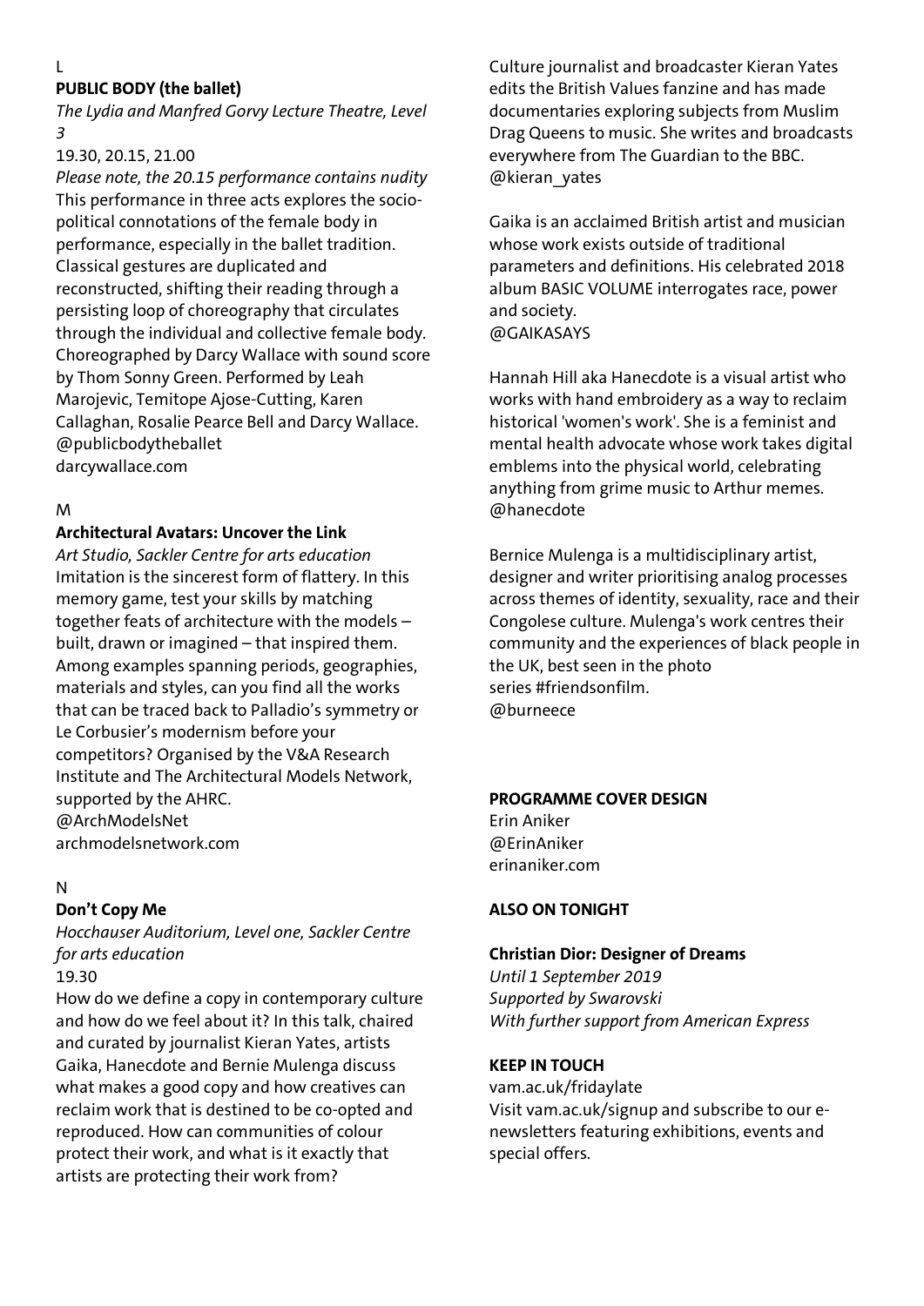L

**PUBLIC BODY (the ballet)**

*The Lydia and Manfred Gorvy Lecture Theatre, Level 3*

19.30, 20.15, 21.00

*Please note, the 20.15 performance contains nudity*

This performance in three acts explores the socio-political connotations of the female body in performance, especially in the ballet tradition. Classical gestures are duplicated and reconstructed, shifting their reading through a persisting loop of choreography that circulates through the individual and collective female body. Choreographed by Darcy Wallace with sound score by Thom Sonny Green. Performed by Leah Marojevic, Temitope Ajose-Cutting, Karen Callaghan, Rosalie Pearce Bell and Darcy Wallace.
@publicbodytheballet
darcywallace.com

M

**Architectural Avatars: Uncover the Link**

*Art Studio, Sackler Centre for arts education*

Imitation is the sincerest form of flattery. In this memory game, test your skills by matching together feats of architecture with the models – built, drawn or imagined – that inspired them. Among examples spanning periods, geographies, materials and styles, can you find all the works that can be traced back to Palladio's symmetry or Le Corbusier's modernism before your competitors? Organised by the V&A Research Institute and The Architectural Models Network, supported by the AHRC.
@ArchModelsNet
archmodelsnetwork.com

N

**Don't Copy Me**

*Hocchauser Auditorium, Level one, Sackler Centre for arts education*

19.30

How do we define a copy in contemporary culture and how do we feel about it? In this talk, chaired and curated by journalist Kieran Yates, artists Gaika, Hanecdote and Bernie Mulenga discuss what makes a good copy and how creatives can reclaim work that is destined to be co-opted and reproduced. How can communities of colour protect their work, and what is it exactly that artists are protecting their work from?

Culture journalist and broadcaster Kieran Yates edits the British Values fanzine and has made documentaries exploring subjects from Muslim Drag Queens to music. She writes and broadcasts everywhere from The Guardian to the BBC.
@kieran_yates

Gaika is an acclaimed British artist and musician whose work exists outside of traditional parameters and definitions. His celebrated 2018 album BASIC VOLUME interrogates race, power and society.
@GAIKASAYS

Hannah Hill aka Hanecdote is a visual artist who works with hand embroidery as a way to reclaim historical 'women's work'. She is a feminist and mental health advocate whose work takes digital emblems into the physical world, celebrating anything from grime music to Arthur memes.
@hanecdote

Bernice Mulenga is a multidisciplinary artist, designer and writer prioritising analog processes across themes of identity, sexuality, race and their Congolese culture. Mulenga's work centres their community and the experiences of black people in the UK, best seen in the photo series #friendsonfilm.
@burneece

**PROGRAMME COVER DESIGN**

Erin Aniker
@ErinAniker
erinaniker.com

**ALSO ON TONIGHT**

**Christian Dior: Designer of Dreams**

*Until 1 September 2019*
*Supported by Swarovski*
*With further support from American Express*

**KEEP IN TOUCH**

vam.ac.uk/fridaylate
Visit vam.ac.uk/signup and subscribe to our e-newsletters featuring exhibitions, events and special offers.